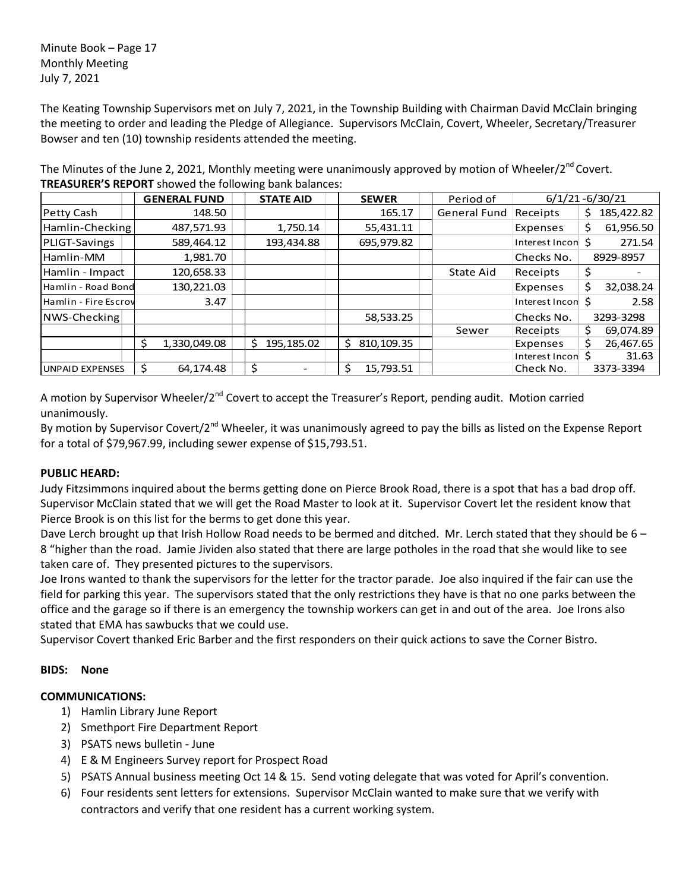Minute Book – Page 17
Monthly Meeting
July 7, 2021

The Keating Township Supervisors met on July 7, 2021, in the Township Building with Chairman David McClain bringing the meeting to order and leading the Pledge of Allegiance. Supervisors McClain, Covert, Wheeler, Secretary/Treasurer Bowser and ten (10) township residents attended the meeting.

The Minutes of the June 2, 2021, Monthly meeting were unanimously approved by motion of Wheeler/2nd Covert.
**TREASURER'S REPORT** showed the following bank balances:

| | GENERAL FUND | STATE AID | SEWER | Period of | 6/1/21 -6/30/21 | |
|---|---|---|---|---|---|---|
| Petty Cash | 148.50 | | 165.17 | General Fund | Receipts | $ 185,422.82 |
| Hamlin-Checking | 487,571.93 | 1,750.14 | 55,431.11 | | Expenses | $ 61,956.50 |
| PLIGT-Savings | 589,464.12 | 193,434.88 | 695,979.82 | | Interest Incon | $ 271.54 |
| Hamlin-MM | 1,981.70 | | | | Checks No. | 8929-8957 |
| Hamlin - Impact | 120,658.33 | | | State Aid | Receipts | $ - |
| Hamlin - Road Bond | 130,221.03 | | | | Expenses | $ 32,038.24 |
| Hamlin - Fire Escrov | 3.47 | | | | Interest Incon | $ 2.58 |
| NWS-Checking | | | 58,533.25 | | Checks No. | 3293-3298 |
| | | | | Sewer | Receipts | $ 69,074.89 |
| | $ 1,330,049.08 | $ 195,185.02 | $ 810,109.35 | | Expenses | $ 26,467.65 |
| | | | | | Interest Incon | $ 31.63 |
| UNPAID EXPENSES | $ 64,174.48 | $ - | $ 15,793.51 | | Check No. | 3373-3394 |

A motion by Supervisor Wheeler/2nd Covert to accept the Treasurer's Report, pending audit. Motion carried unanimously.
By motion by Supervisor Covert/2nd Wheeler, it was unanimously agreed to pay the bills as listed on the Expense Report for a total of $79,967.99, including sewer expense of $15,793.51.

**PUBLIC HEARD:**
Judy Fitzsimmons inquired about the berms getting done on Pierce Brook Road, there is a spot that has a bad drop off. Supervisor McClain stated that we will get the Road Master to look at it. Supervisor Covert let the resident know that Pierce Brook is on this list for the berms to get done this year.
Dave Lerch brought up that Irish Hollow Road needs to be bermed and ditched. Mr. Lerch stated that they should be 6 – 8 "higher than the road. Jamie Jividen also stated that there are large potholes in the road that she would like to see taken care of. They presented pictures to the supervisors.
Joe Irons wanted to thank the supervisors for the letter for the tractor parade. Joe also inquired if the fair can use the field for parking this year. The supervisors stated that the only restrictions they have is that no one parks between the office and the garage so if there is an emergency the township workers can get in and out of the area. Joe Irons also stated that EMA has sawbucks that we could use.
Supervisor Covert thanked Eric Barber and the first responders on their quick actions to save the Corner Bistro.

**BIDS: None**

**COMMUNICATIONS:**
1) Hamlin Library June Report
2) Smethport Fire Department Report
3) PSATS news bulletin - June
4) E & M Engineers Survey report for Prospect Road
5) PSATS Annual business meeting Oct 14 & 15. Send voting delegate that was voted for April's convention.
6) Four residents sent letters for extensions. Supervisor McClain wanted to make sure that we verify with contractors and verify that one resident has a current working system.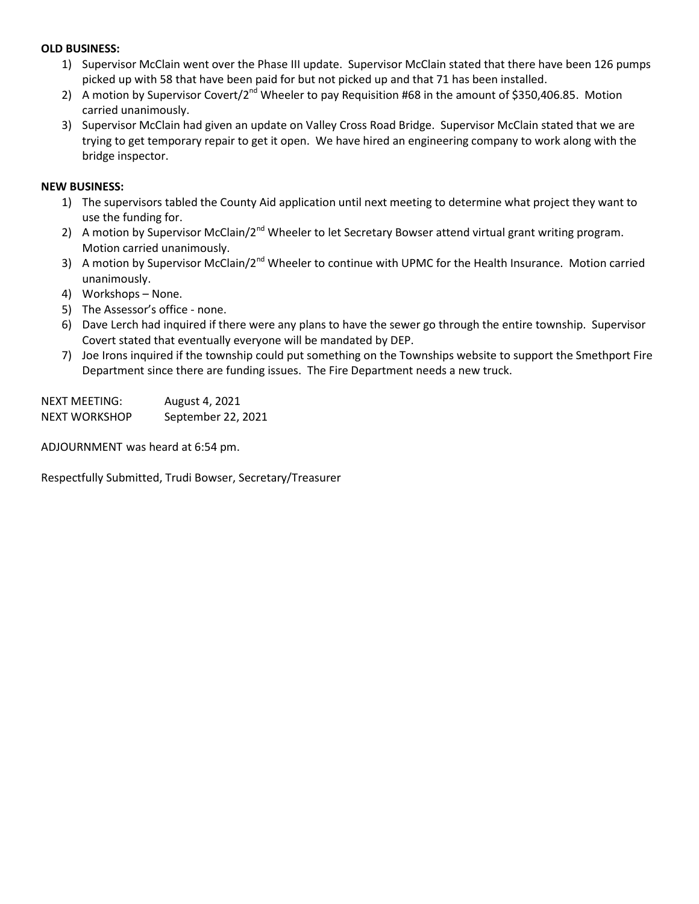**OLD BUSINESS:**

1) Supervisor McClain went over the Phase III update. Supervisor McClain stated that there have been 126 pumps picked up with 58 that have been paid for but not picked up and that 71 has been installed.
2) A motion by Supervisor Covert/2nd Wheeler to pay Requisition #68 in the amount of $350,406.85. Motion carried unanimously.
3) Supervisor McClain had given an update on Valley Cross Road Bridge. Supervisor McClain stated that we are trying to get temporary repair to get it open. We have hired an engineering company to work along with the bridge inspector.

**NEW BUSINESS:**

1) The supervisors tabled the County Aid application until next meeting to determine what project they want to use the funding for.
2) A motion by Supervisor McClain/2nd Wheeler to let Secretary Bowser attend virtual grant writing program. Motion carried unanimously.
3) A motion by Supervisor McClain/2nd Wheeler to continue with UPMC for the Health Insurance. Motion carried unanimously.
4) Workshops – None.
5) The Assessor's office - none.
6) Dave Lerch had inquired if there were any plans to have the sewer go through the entire township. Supervisor Covert stated that eventually everyone will be mandated by DEP.
7) Joe Irons inquired if the township could put something on the Townships website to support the Smethport Fire Department since there are funding issues. The Fire Department needs a new truck.

NEXT MEETING: August 4, 2021
NEXT WORKSHOP September 22, 2021

ADJOURNMENT was heard at 6:54 pm.

Respectfully Submitted, Trudi Bowser, Secretary/Treasurer